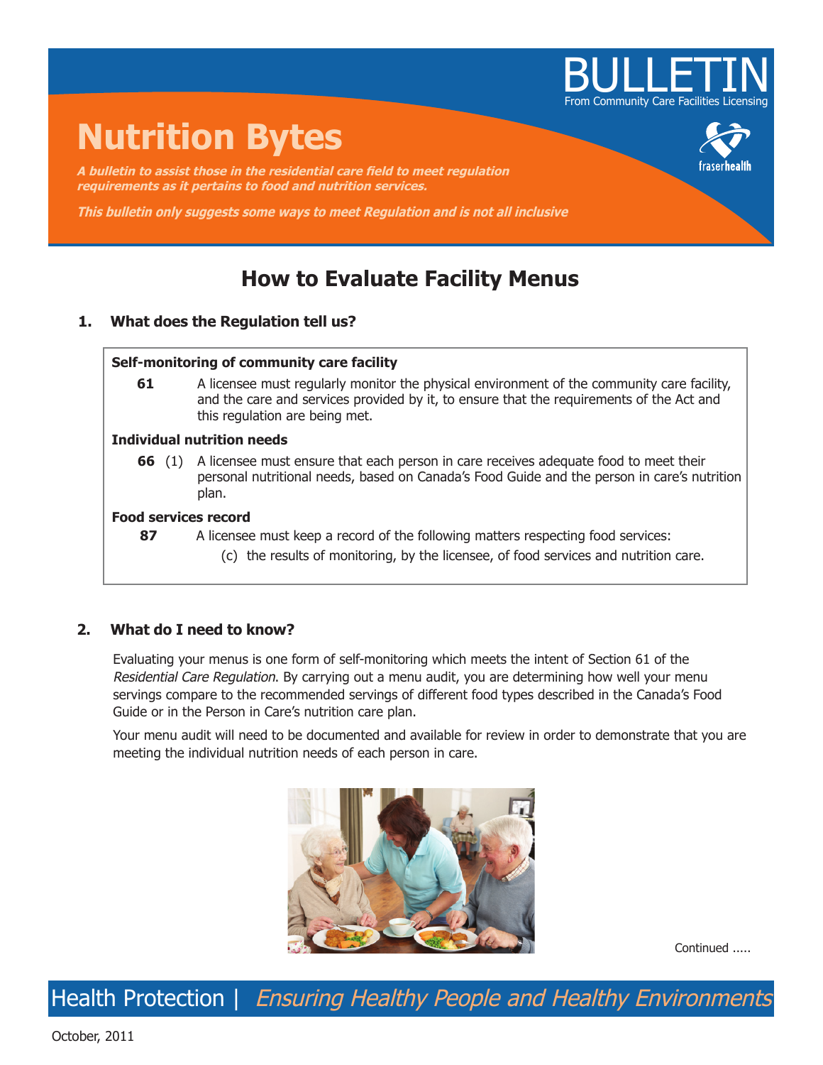BULLETIN
From Community Care Facilities Licensing

# Nutrition Bytes

***A bulletin to assist those in the residential care field to meet regulation requirements as it pertains to food and nutrition services.***

***This bulletin only suggests some ways to meet Regulation and is not all inclusive***

## How to Evaluate Facility Menus

### 1. What does the Regulation tell us?

**Self-monitoring of community care facility**

**61** A licensee must regularly monitor the physical environment of the community care facility, and the care and services provided by it, to ensure that the requirements of the Act and this regulation are being met.

**Individual nutrition needs**

**66** (1) A licensee must ensure that each person in care receives adequate food to meet their personal nutritional needs, based on Canada's Food Guide and the person in care's nutrition plan.

**Food services record**

**87** A licensee must keep a record of the following matters respecting food services:

(c) the results of monitoring, by the licensee, of food services and nutrition care.

### 2. What do I need to know?

Evaluating your menus is one form of self-monitoring which meets the intent of Section 61 of the *Residential Care Regulation*. By carrying out a menu audit, you are determining how well your menu servings compare to the recommended servings of different food types described in the Canada's Food Guide or in the Person in Care's nutrition care plan.

Your menu audit will need to be documented and available for review in order to demonstrate that you are meeting the individual nutrition needs of each person in care.

Continued .....

Health Protection | *Ensuring Healthy People and Healthy Environments*

October, 2011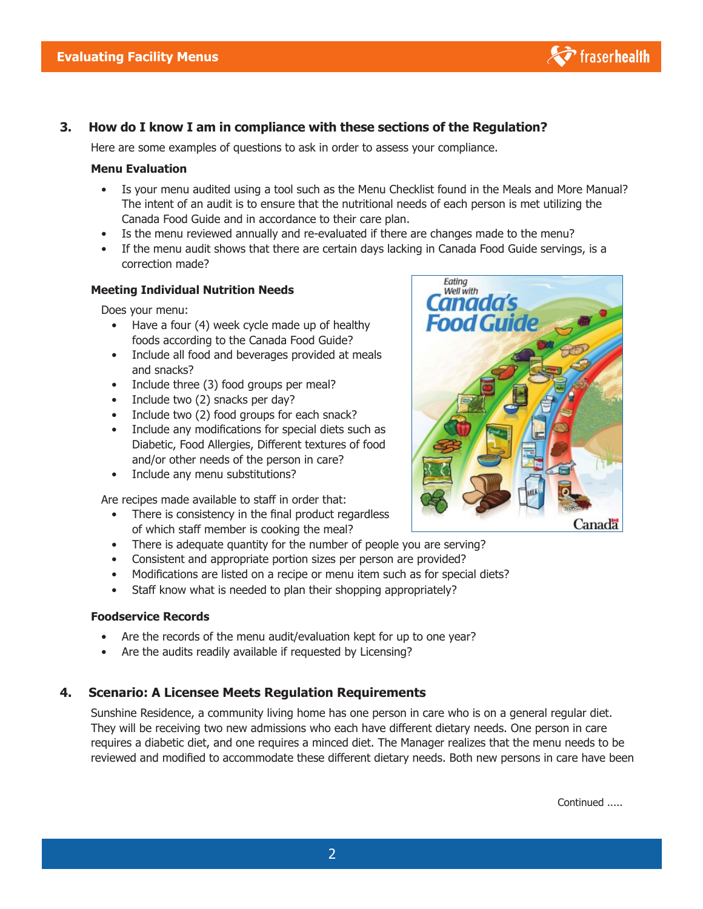### 3. How do I know I am in compliance with these sections of the Regulation?

Here are some examples of questions to ask in order to assess your compliance.

**Menu Evaluation**

- Is your menu audited using a tool such as the Menu Checklist found in the Meals and More Manual? The intent of an audit is to ensure that the nutritional needs of each person is met utilizing the Canada Food Guide and in accordance to their care plan.
- Is the menu reviewed annually and re-evaluated if there are changes made to the menu?
- If the menu audit shows that there are certain days lacking in Canada Food Guide servings, is a correction made?

**Meeting Individual Nutrition Needs**

Does your menu:

- Have a four (4) week cycle made up of healthy foods according to the Canada Food Guide?
- Include all food and beverages provided at meals and snacks?
- Include three (3) food groups per meal?
- Include two (2) snacks per day?
- Include two (2) food groups for each snack?
- Include any modifications for special diets such as Diabetic, Food Allergies, Different textures of food and/or other needs of the person in care?
- Include any menu substitutions?

Are recipes made available to staff in order that:

- There is consistency in the final product regardless of which staff member is cooking the meal?
- There is adequate quantity for the number of people you are serving?
- Consistent and appropriate portion sizes per person are provided?
- Modifications are listed on a recipe or menu item such as for special diets?
- Staff know what is needed to plan their shopping appropriately?

**Foodservice Records**

- Are the records of the menu audit/evaluation kept for up to one year?
- Are the audits readily available if requested by Licensing?

### 4. Scenario: A Licensee Meets Regulation Requirements

Sunshine Residence, a community living home has one person in care who is on a general regular diet. They will be receiving two new admissions who each have different dietary needs. One person in care requires a diabetic diet, and one requires a minced diet. The Manager realizes that the menu needs to be reviewed and modified to accommodate these different dietary needs. Both new persons in care have been

Continued .....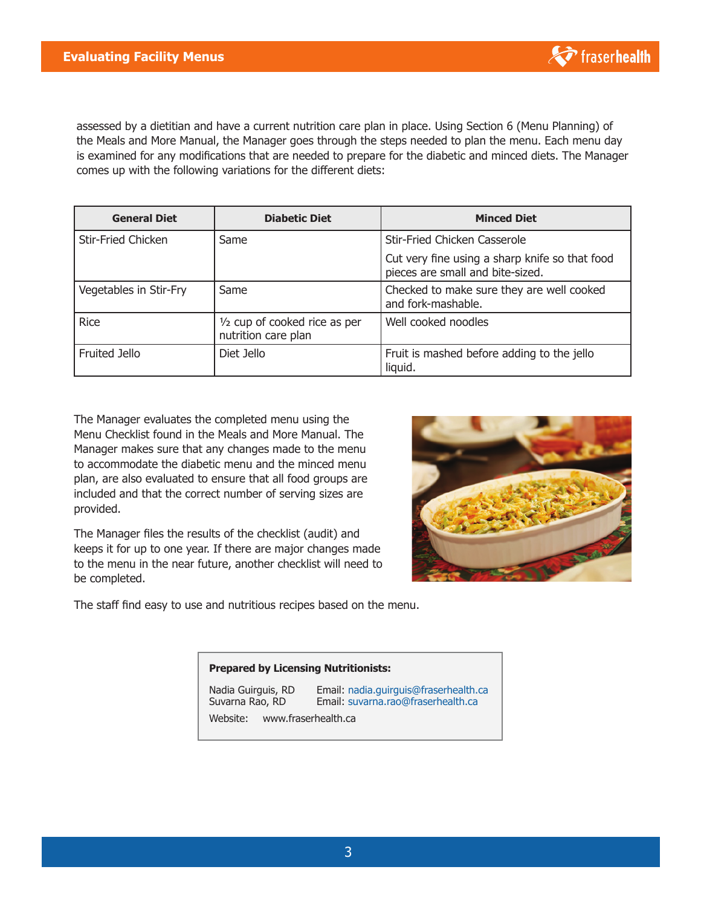assessed by a dietitian and have a current nutrition care plan in place. Using Section 6 (Menu Planning) of the Meals and More Manual, the Manager goes through the steps needed to plan the menu. Each menu day is examined for any modifications that are needed to prepare for the diabetic and minced diets. The Manager comes up with the following variations for the different diets:

| General Diet | Diabetic Diet | Minced Diet |
| --- | --- | --- |
| Stir-Fried Chicken | Same | Stir-Fried Chicken Casserole<br><br>Cut very fine using a sharp knife so that food pieces are small and bite-sized. |
| Vegetables in Stir-Fry | Same | Checked to make sure they are well cooked and fork-mashable. |
| Rice | ½ cup of cooked rice as per nutrition care plan | Well cooked noodles |
| Fruited Jello | Diet Jello | Fruit is mashed before adding to the jello liquid. |

The Manager evaluates the completed menu using the Menu Checklist found in the Meals and More Manual. The Manager makes sure that any changes made to the menu to accommodate the diabetic menu and the minced menu plan, are also evaluated to ensure that all food groups are included and that the correct number of serving sizes are provided.

The Manager files the results of the checklist (audit) and keeps it for up to one year. If there are major changes made to the menu in the near future, another checklist will need to be completed.

The staff find easy to use and nutritious recipes based on the menu.

**Prepared by Licensing Nutritionists:**

Nadia Guirguis, RD — Email: nadia.guirguis@fraserhealth.ca
Suvarna Rao, RD — Email: suvarna.rao@fraserhealth.ca

Website: www.fraserhealth.ca